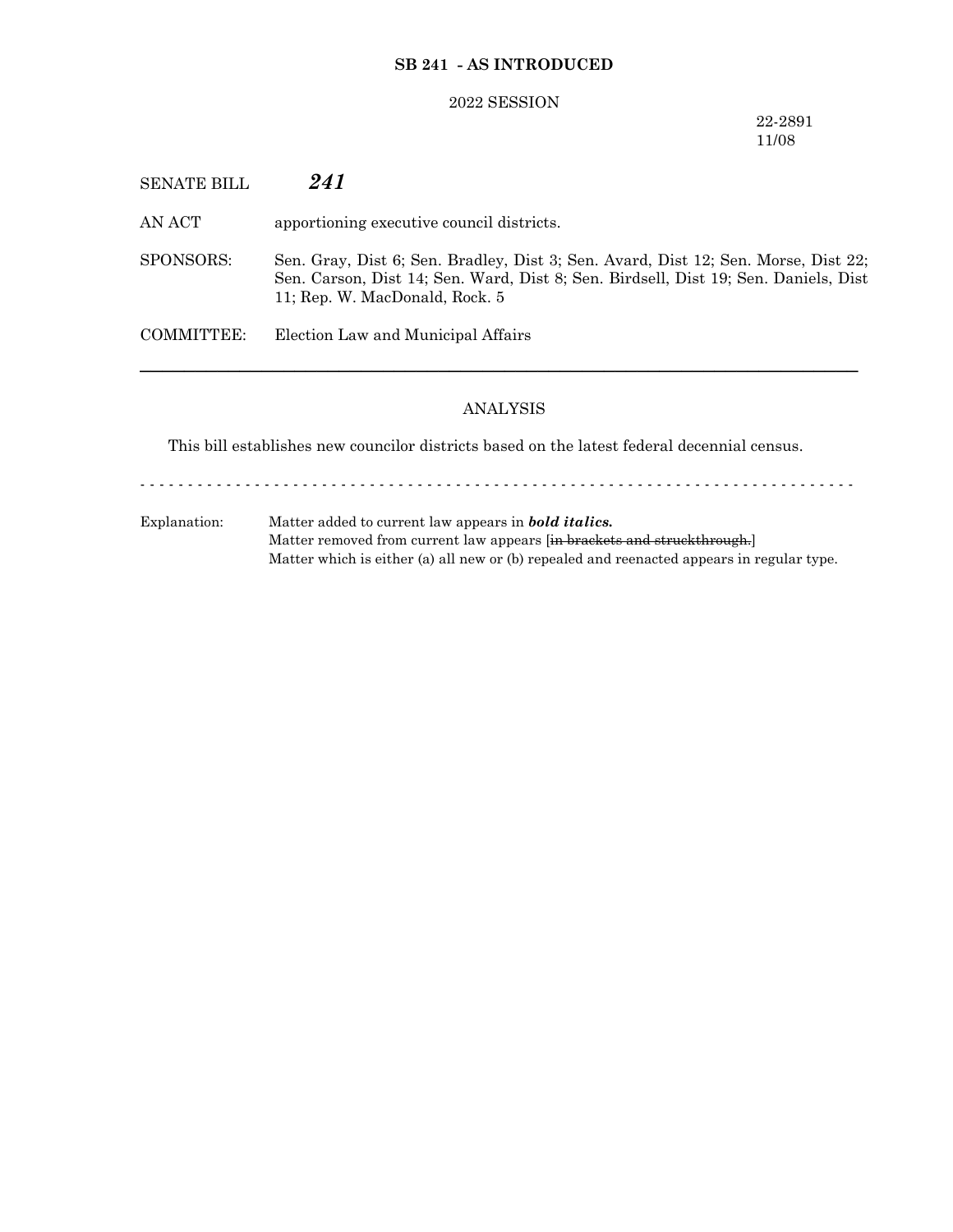**SB 241 - AS INTRODUCED**

2022 SESSION

22-2891
11/08

SENATE BILL ***241***

AN ACT apportioning executive council districts.

SPONSORS: Sen. Gray, Dist 6; Sen. Bradley, Dist 3; Sen. Avard, Dist 12; Sen. Morse, Dist 22; Sen. Carson, Dist 14; Sen. Ward, Dist 8; Sen. Birdsell, Dist 19; Sen. Daniels, Dist 11; Rep. W. MacDonald, Rock. 5

COMMITTEE: Election Law and Municipal Affairs

---

ANALYSIS

This bill establishes new councilor districts based on the latest federal decennial census.

- - - - - - - - - - - - - - - - - - - - - - - - - - - - - - - - - - - - - - - - - - - - - - - - - - - - - - - - - - - - - - - - - - - - - - - - - -

Explanation: Matter added to current law appears in ***bold italics.***
Matter removed from current law appears [~~in brackets and struckthrough.~~]
Matter which is either (a) all new or (b) repealed and reenacted appears in regular type.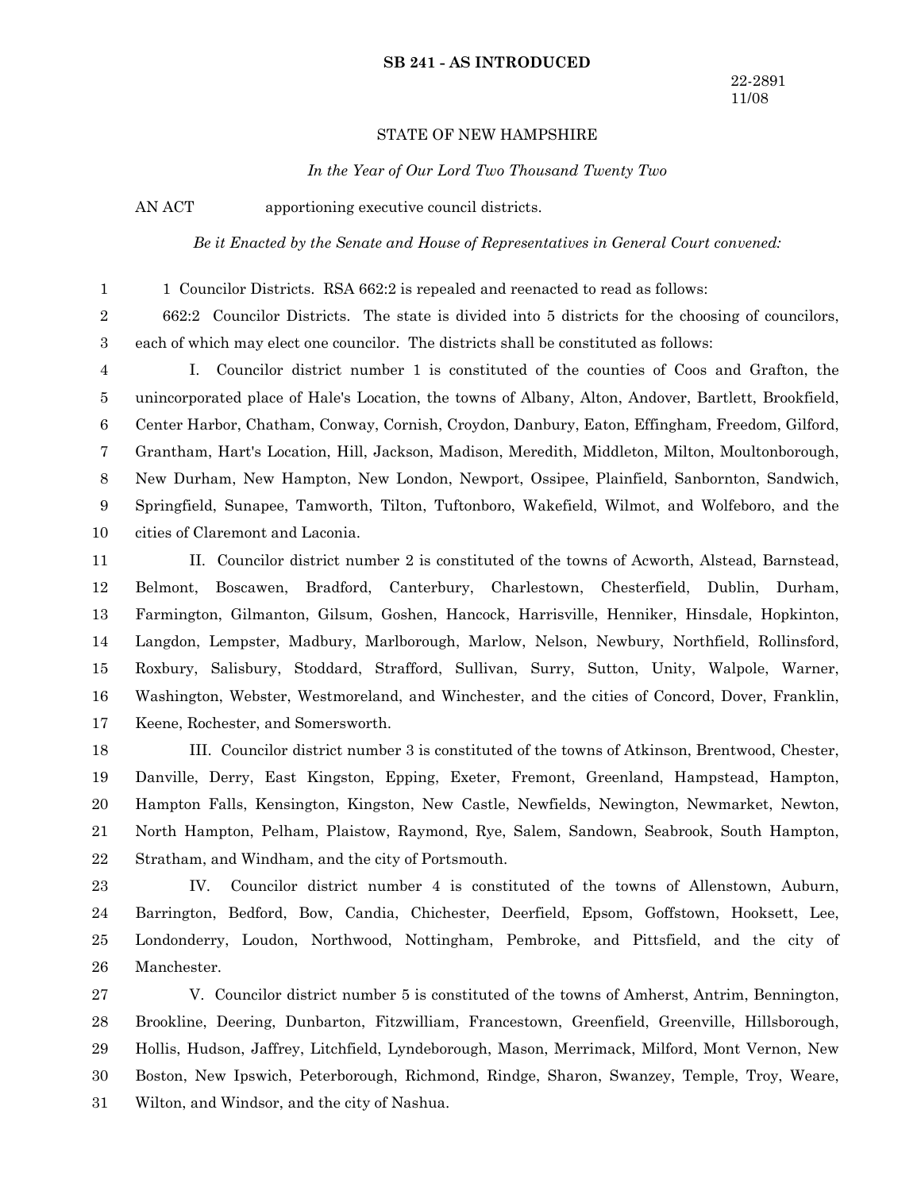**SB 241 - AS INTRODUCED**

22-2891
11/08

STATE OF NEW HAMPSHIRE

*In the Year of Our Lord Two Thousand Twenty Two*

AN ACT apportioning executive council districts.

*Be it Enacted by the Senate and House of Representatives in General Court convened:*

1 Councilor Districts. RSA 662:2 is repealed and reenacted to read as follows:

662:2 Councilor Districts. The state is divided into 5 districts for the choosing of councilors, each of which may elect one councilor. The districts shall be constituted as follows:

I. Councilor district number 1 is constituted of the counties of Coos and Grafton, the unincorporated place of Hale's Location, the towns of Albany, Alton, Andover, Bartlett, Brookfield, Center Harbor, Chatham, Conway, Cornish, Croydon, Danbury, Eaton, Effingham, Freedom, Gilford, Grantham, Hart's Location, Hill, Jackson, Madison, Meredith, Middleton, Milton, Moultonborough, New Durham, New Hampton, New London, Newport, Ossipee, Plainfield, Sanbornton, Sandwich, Springfield, Sunapee, Tamworth, Tilton, Tuftonboro, Wakefield, Wilmot, and Wolfeboro, and the cities of Claremont and Laconia.

II. Councilor district number 2 is constituted of the towns of Acworth, Alstead, Barnstead, Belmont, Boscawen, Bradford, Canterbury, Charlestown, Chesterfield, Dublin, Durham, Farmington, Gilmanton, Gilsum, Goshen, Hancock, Harrisville, Henniker, Hinsdale, Hopkinton, Langdon, Lempster, Madbury, Marlborough, Marlow, Nelson, Newbury, Northfield, Rollinsford, Roxbury, Salisbury, Stoddard, Strafford, Sullivan, Surry, Sutton, Unity, Walpole, Warner, Washington, Webster, Westmoreland, and Winchester, and the cities of Concord, Dover, Franklin, Keene, Rochester, and Somersworth.

III. Councilor district number 3 is constituted of the towns of Atkinson, Brentwood, Chester, Danville, Derry, East Kingston, Epping, Exeter, Fremont, Greenland, Hampstead, Hampton, Hampton Falls, Kensington, Kingston, New Castle, Newfields, Newington, Newmarket, Newton, North Hampton, Pelham, Plaistow, Raymond, Rye, Salem, Sandown, Seabrook, South Hampton, Stratham, and Windham, and the city of Portsmouth.

IV. Councilor district number 4 is constituted of the towns of Allenstown, Auburn, Barrington, Bedford, Bow, Candia, Chichester, Deerfield, Epsom, Goffstown, Hooksett, Lee, Londonderry, Loudon, Northwood, Nottingham, Pembroke, and Pittsfield, and the city of Manchester.

V. Councilor district number 5 is constituted of the towns of Amherst, Antrim, Bennington, Brookline, Deering, Dunbarton, Fitzwilliam, Francestown, Greenfield, Greenville, Hillsborough, Hollis, Hudson, Jaffrey, Litchfield, Lyndeborough, Mason, Merrimack, Milford, Mont Vernon, New Boston, New Ipswich, Peterborough, Richmond, Rindge, Sharon, Swanzey, Temple, Troy, Weare, Wilton, and Windsor, and the city of Nashua.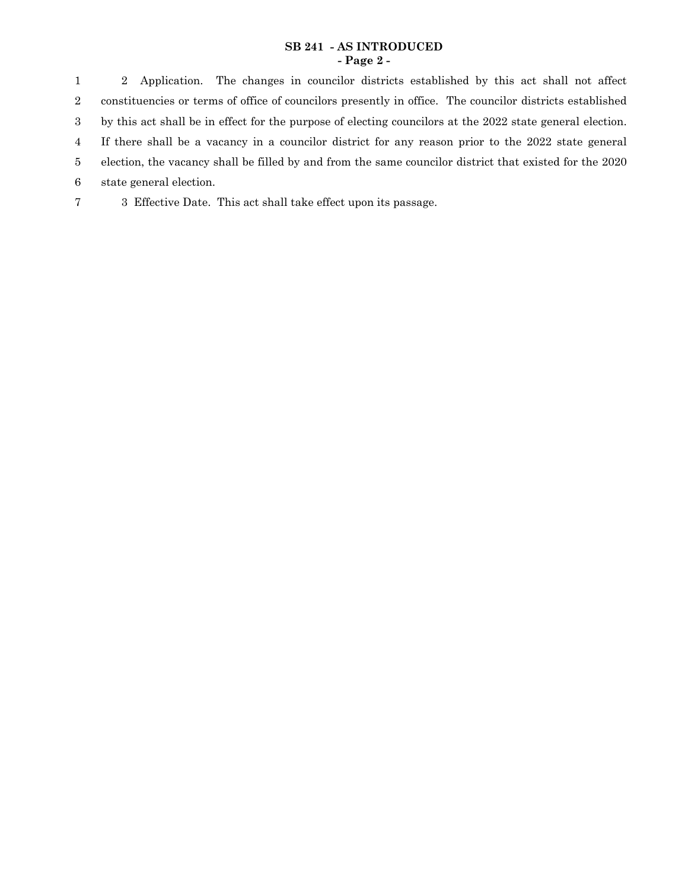2 Application. The changes in councilor districts established by this act shall not affect constituencies or terms of office of councilors presently in office. The councilor districts established by this act shall be in effect for the purpose of electing councilors at the 2022 state general election. If there shall be a vacancy in a councilor district for any reason prior to the 2022 state general election, the vacancy shall be filled by and from the same councilor district that existed for the 2020 state general election.

3 Effective Date. This act shall take effect upon its passage.